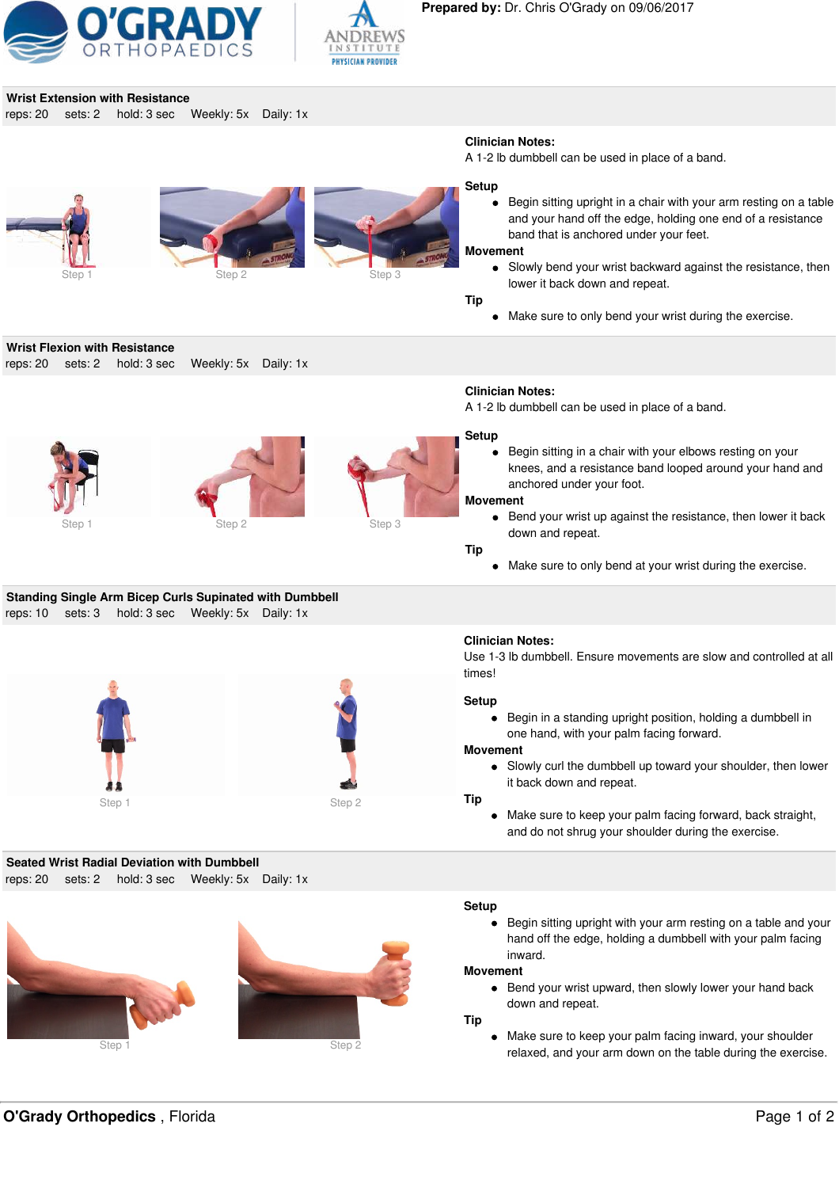**Prepared by:** Dr. Chris O'Grady on 09/06/2017

## Wrist Extension with Resistance

reps: 20 sets: 2 hold: 3 sec Weekly: 5x Daily: 1x

Step 1 Step 2 Step 3

**Clinician Notes:**
A 1-2 lb dumbbell can be used in place of a band.

**Setup**

- Begin sitting upright in a chair with your arm resting on a table and your hand off the edge, holding one end of a resistance band that is anchored under your feet.

**Movement**

- Slowly bend your wrist backward against the resistance, then lower it back down and repeat.

**Tip**

- Make sure to only bend your wrist during the exercise.

## Wrist Flexion with Resistance

reps: 20 sets: 2 hold: 3 sec Weekly: 5x Daily: 1x

Step 1 Step 2 Step 3

**Clinician Notes:**
A 1-2 lb dumbbell can be used in place of a band.

**Setup**

- Begin sitting in a chair with your elbows resting on your knees, and a resistance band looped around your hand and anchored under your foot.

**Movement**

- Bend your wrist up against the resistance, then lower it back down and repeat.

**Tip**

- Make sure to only bend at your wrist during the exercise.

## Standing Single Arm Bicep Curls Supinated with Dumbbell

reps: 10 sets: 3 hold: 3 sec Weekly: 5x Daily: 1x

Step 1 Step 2

**Clinician Notes:**
Use 1-3 lb dumbbell. Ensure movements are slow and controlled at all times!

**Setup**

- Begin in a standing upright position, holding a dumbbell in one hand, with your palm facing forward.

**Movement**

- Slowly curl the dumbbell up toward your shoulder, then lower it back down and repeat.

**Tip**

- Make sure to keep your palm facing forward, back straight, and do not shrug your shoulder during the exercise.

## Seated Wrist Radial Deviation with Dumbbell

reps: 20 sets: 2 hold: 3 sec Weekly: 5x Daily: 1x

Step 1 Step 2

**Setup**

- Begin sitting upright with your arm resting on a table and your hand off the edge, holding a dumbbell with your palm facing inward.

**Movement**

- Bend your wrist upward, then slowly lower your hand back down and repeat.

**Tip**

- Make sure to keep your palm facing inward, your shoulder relaxed, and your arm down on the table during the exercise.

**O'Grady Orthopedics** , Florida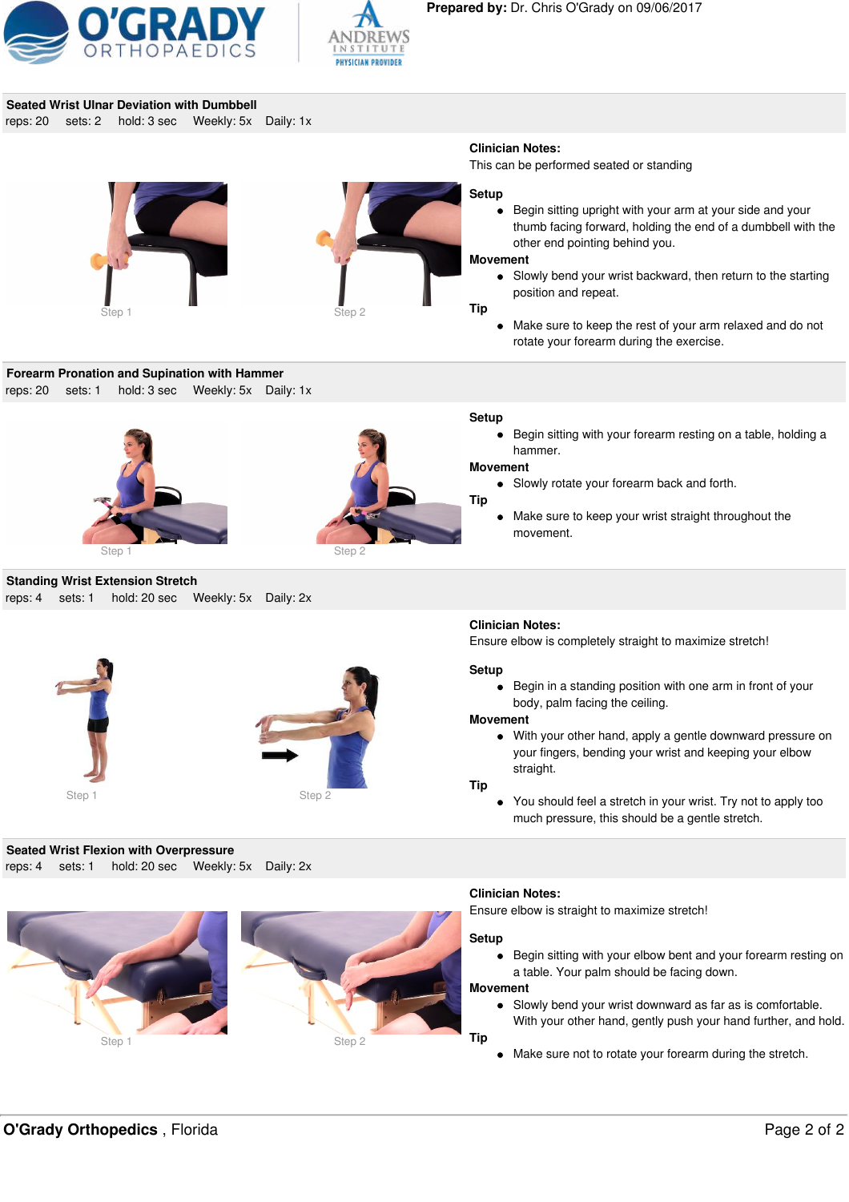**Prepared by:** Dr. Chris O'Grady on 09/06/2017

## Seated Wrist Ulnar Deviation with Dumbbell

reps: 20 sets: 2 hold: 3 sec Weekly: 5x Daily: 1x

Step 1 Step 2

**Clinician Notes:**
This can be performed seated or standing

**Setup**

- Begin sitting upright with your arm at your side and your thumb facing forward, holding the end of a dumbbell with the other end pointing behind you.

**Movement**

- Slowly bend your wrist backward, then return to the starting position and repeat.

**Tip**

- Make sure to keep the rest of your arm relaxed and do not rotate your forearm during the exercise.

## Forearm Pronation and Supination with Hammer

reps: 20 sets: 1 hold: 3 sec Weekly: 5x Daily: 1x

Step 1 Step 2

**Setup**

- Begin sitting with your forearm resting on a table, holding a hammer.

**Movement**

- Slowly rotate your forearm back and forth.

**Tip**

- Make sure to keep your wrist straight throughout the movement.

## Standing Wrist Extension Stretch

reps: 4 sets: 1 hold: 20 sec Weekly: 5x Daily: 2x

Step 1 Step 2

**Clinician Notes:**
Ensure elbow is completely straight to maximize stretch!

**Setup**

- Begin in a standing position with one arm in front of your body, palm facing the ceiling.

**Movement**

- With your other hand, apply a gentle downward pressure on your fingers, bending your wrist and keeping your elbow straight.

**Tip**

- You should feel a stretch in your wrist. Try not to apply too much pressure, this should be a gentle stretch.

## Seated Wrist Flexion with Overpressure

reps: 4 sets: 1 hold: 20 sec Weekly: 5x Daily: 2x

Step 1 Step 2

**Clinician Notes:**
Ensure elbow is straight to maximize stretch!

**Setup**

- Begin sitting with your elbow bent and your forearm resting on a table. Your palm should be facing down.

**Movement**

- Slowly bend your wrist downward as far as is comfortable. With your other hand, gently push your hand further, and hold.

**Tip**

- Make sure not to rotate your forearm during the stretch.

**O'Grady Orthopedics** , Florida